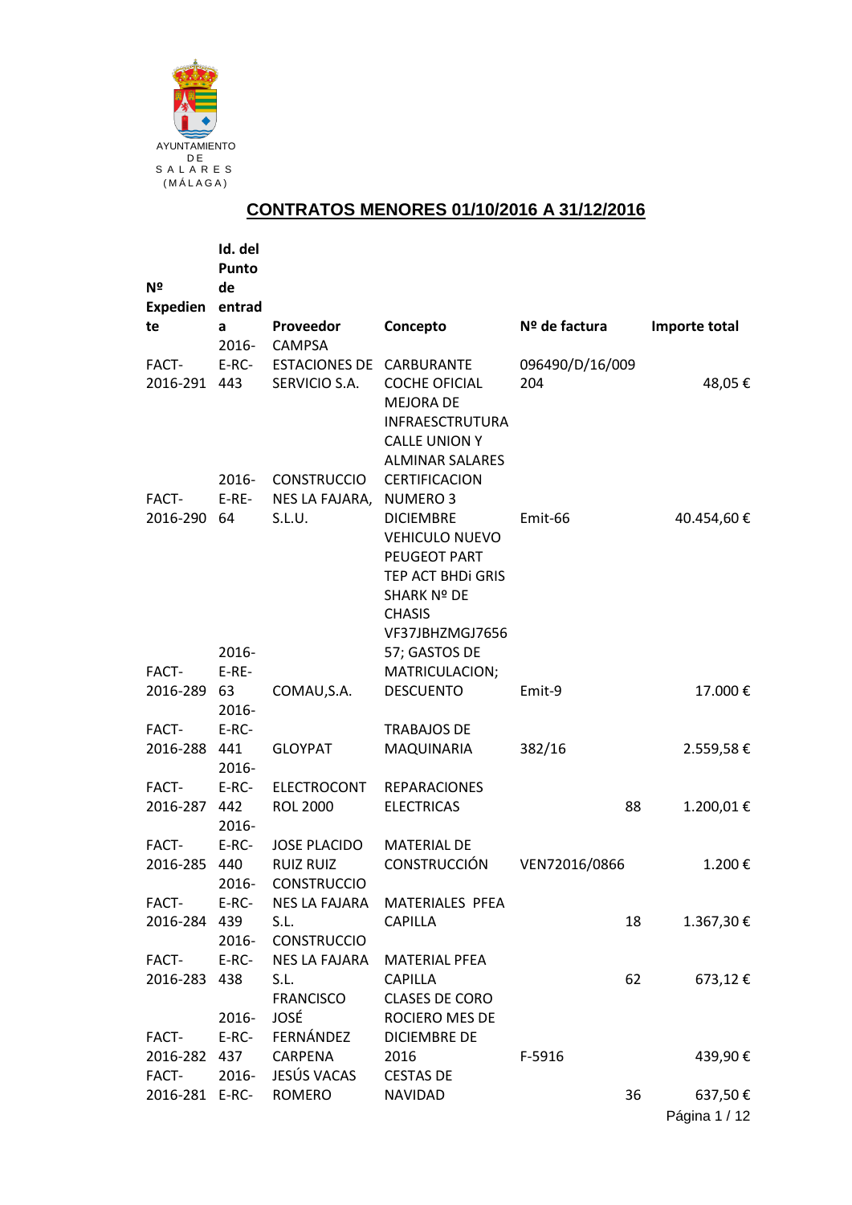AYUNTAMIENTO DE SALARES (MÁLAGA)

## CONTRATOS MENORES 01/10/2016 A 31/12/2016

| Nº Expediente | Id. del Punto de entrada | Proveedor | Concepto | Nº de factura | Importe total |
|---|---|---|---|---|---|
| FACT-2016-291 | 2016-E-RC-443 | CAMPSA ESTACIONES DE SERVICIO S.A. | CARBURANTE COCHE OFICIAL | 096490/D/16/009204 | 48,05 € |
| FACT-2016-290 | 2016-E-RE-64 | CONSTRUCCIONES LA FAJARA, S.L.U. | MEJORA DE INFRAESCTRUTURA CALLE UNION Y ALMINAR SALARES CERTIFICACION NUMERO 3 DICIEMBRE | Emit-66 | 40.454,60 € |
| FACT-2016-289 | 2016-E-RE-63 | COMAU,S.A. | VEHICULO NUEVO PEUGEOT PART TEP ACT BHDi GRIS SHARK Nº DE CHASIS VF37JBHZMGJ765657; GASTOS DE MATRICULACION; DESCUENTO | Emit-9 | 17.000 € |
| FACT-2016-288 | 2016-E-RC-441 | GLOYPAT | TRABAJOS DE MAQUINARIA | 382/16 | 2.559,58 € |
| FACT-2016-287 | 2016-E-RC-442 | ELECTROCONTROL 2000 | REPARACIONES ELECTRICAS | 88 | 1.200,01 € |
| FACT-2016-285 | 2016-E-RC-440 | JOSE PLACIDO RUIZ RUIZ | MATERIAL DE CONSTRUCCIÓN | VEN72016/0866 | 1.200 € |
| FACT-2016-284 | 2016-E-RC-439 | CONSTRUCCIONES LA FAJARA S.L. | MATERIALES PFEA CAPILLA | 18 | 1.367,30 € |
| FACT-2016-283 | 2016-E-RC-438 | CONSTRUCCIONES LA FAJARA S.L. | MATERIAL PFEA CAPILLA | 62 | 673,12 € |
| FACT-2016-282 | 2016-E-RC-437 | FRANCISCO JOSÉ FERNÁNDEZ CARPENA | CLASES DE CORO ROCIERO MES DE DICIEMBRE DE 2016 | F-5916 | 439,90 € |
| FACT-2016-281 | 2016-E-RC- | JESÚS VACAS ROMERO | CESTAS DE NAVIDAD | 36 | 637,50 € |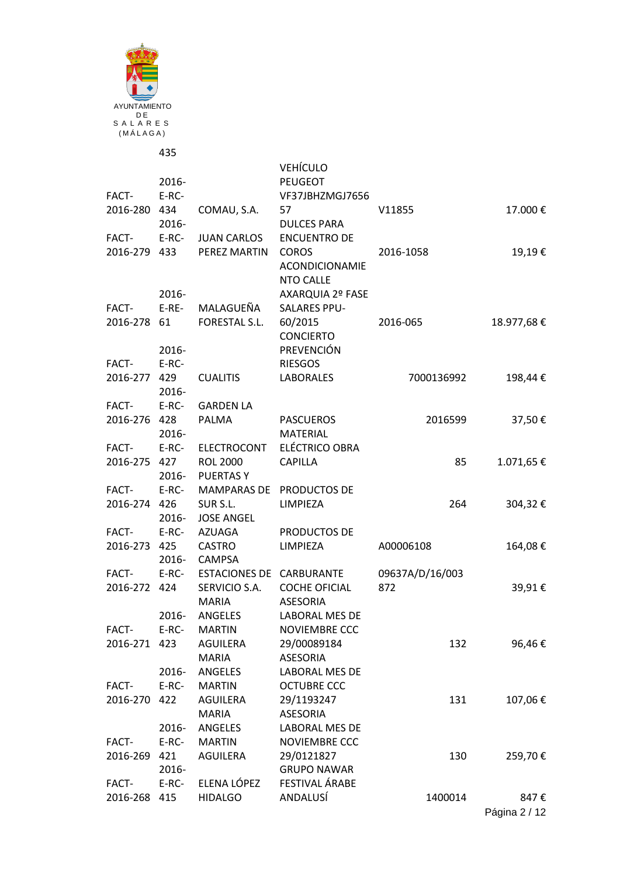AYUNTAMIENTO DE SALARES (MÁLAGA)

| | | | | | |
|---|---|---|---|---|---|
| | 435 | | | | |
| FACT-2016-280 | 2016-E-RC-434 | COMAU, S.A. | VEHÍCULO PEUGEOT VF37JBHZMGJ765657 | V11855 | 17.000 € |
| FACT-2016-279 | 2016-E-RC-433 | JUAN CARLOS PEREZ MARTIN | DULCES PARA ENCUENTRO DE COROS | 2016-1058 | 19,19 € |
| FACT-2016-278 | 2016-E-RE-61 | MALAGUEÑA FORESTAL S.L. | ACONDICIONAMIENTO CALLE AXARQUIA 2º FASE SALARES PPU-60/2015 | 2016-065 | 18.977,68 € |
| FACT-2016-277 | 2016-E-RC-429 | CUALITIS | CONCIERTO PREVENCIÓN RIESGOS LABORALES | 7000136992 | 198,44 € |
| FACT-2016-276 | 2016-E-RC-428 | GARDEN LA PALMA | PASCUEROS | 2016599 | 37,50 € |
| FACT-2016-275 | 2016-E-RC-427 | ELECTROCONTROL 2000 | MATERIAL ELÉCTRICO OBRA CAPILLA | 85 | 1.071,65 € |
| FACT-2016-274 | 2016-E-RC-426 | PUERTAS Y MAMPARAS DE SUR S.L. | PRODUCTOS DE LIMPIEZA | 264 | 304,32 € |
| FACT-2016-273 | 2016-E-RC-425 | JOSE ANGEL AZUAGA CASTRO | PRODUCTOS DE LIMPIEZA | A00006108 | 164,08 € |
| FACT-2016-272 | 2016-E-RC-424 | CAMPSA ESTACIONES DE SERVICIO S.A. | CARBURANTE COCHE OFICIAL | 09637A/D/16/003872 | 39,91 € |
| FACT-2016-271 | 2016-E-RC-423 | MARIA ANGELES MARTIN AGUILERA | ASESORIA LABORAL MES DE NOVIEMBRE CCC 29/00089184 | 132 | 96,46 € |
| FACT-2016-270 | 2016-E-RC-422 | MARIA ANGELES MARTIN AGUILERA | ASESORIA LABORAL MES DE OCTUBRE CCC 29/1193247 | 131 | 107,06 € |
| FACT-2016-269 | 2016-E-RC-421 | MARIA ANGELES MARTIN AGUILERA | ASESORIA LABORAL MES DE NOVIEMBRE CCC 29/0121827 | 130 | 259,70 € |
| FACT-2016-268 | 2016-E-RC-415 | ELENA LÓPEZ HIDALGO | GRUPO NAWAR FESTIVAL ÁRABE ANDALUSÍ | 1400014 | 847 € |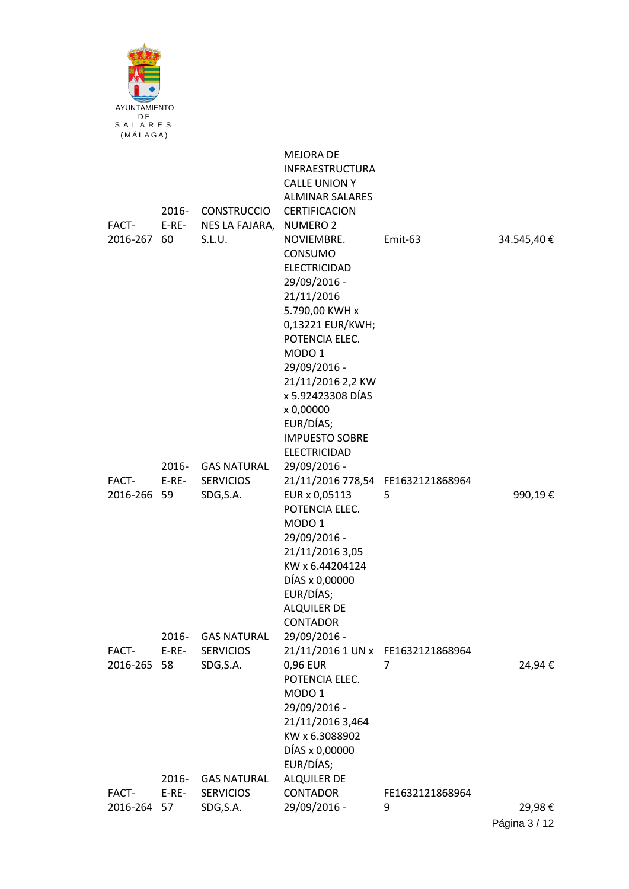AYUNTAMIENTO
DE
SALARES
(MÁLAGA)

| | | | | | |
|---|---|---|---|---|---|
| FACT-2016-267 | 2016-E-RE-60 | CONSTRUCCIONES LA FAJARA, S.L.U. | MEJORA DE INFRAESTRUCTURA CALLE UNION Y ALMINAR SALARES CERTIFICACION NUMERO 2 NOVIEMBRE. | Emit-63 | 34.545,40 € |
| FACT-2016-266 | 2016-E-RE-59 | GAS NATURAL SERVICIOS SDG,S.A. | CONSUMO ELECTRICIDAD 29/09/2016 - 21/11/2016 5.790,00 KWH x 0,13221 EUR/KWH; POTENCIA ELEC. MODO 1 29/09/2016 - 21/11/2016 2,2 KW x 5.92423308 DÍAS x 0,00000 EUR/DÍAS; IMPUESTO SOBRE ELECTRICIDAD 29/09/2016 - 21/11/2016 778,54 EUR x 0,05113 | FE16321218689645 | 990,19 € |
| FACT-2016-265 | 2016-E-RE-58 | GAS NATURAL SERVICIOS SDG,S.A. | POTENCIA ELEC. MODO 1 29/09/2016 - 21/11/2016 3,05 KW x 6.44204124 DÍAS x 0,00000 EUR/DÍAS; ALQUILER DE CONTADOR 29/09/2016 - 21/11/2016 1 UN x 0,96 EUR | FE16321218689647 | 24,94 € |
| FACT-2016-264 | 2016-E-RE-57 | GAS NATURAL SERVICIOS SDG,S.A. | POTENCIA ELEC. MODO 1 29/09/2016 - 21/11/2016 3,464 KW x 6.3088902 DÍAS x 0,00000 EUR/DÍAS; ALQUILER DE CONTADOR 29/09/2016 - | FE16321218689649 | 29,98 € |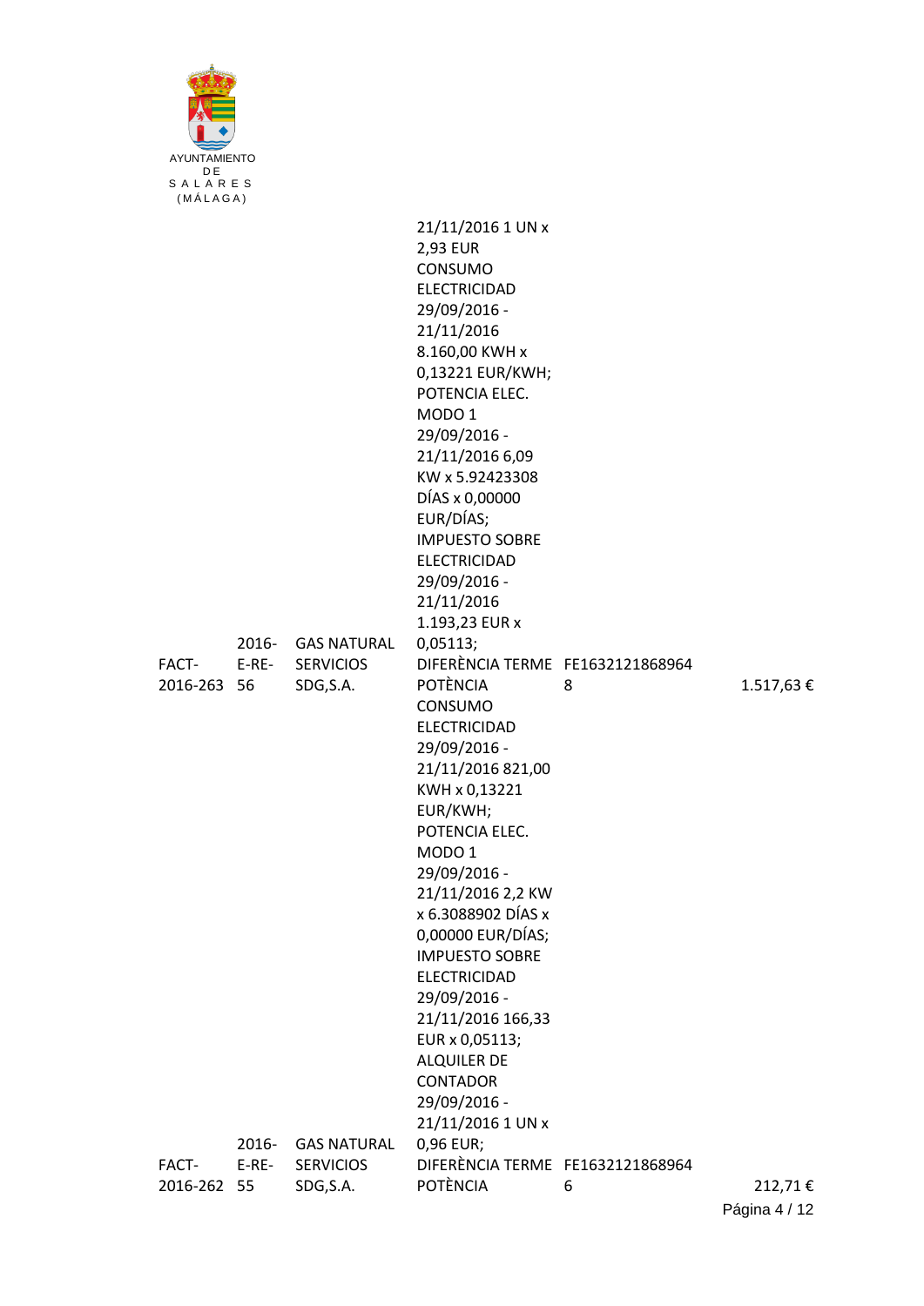AYUNTAMIENTO DE SALARES (MÁLAGA)

| | | | | | |
|---|---|---|---|---|---|
| | | | 21/11/2016 1 UN x 2,93 EUR CONSUMO ELECTRICIDAD 29/09/2016 - 21/11/2016 8.160,00 KWH x 0,13221 EUR/KWH; POTENCIA ELEC. MODO 1 29/09/2016 - 21/11/2016 6,09 KW x 5.92423308 DÍAS x 0,00000 EUR/DÍAS; IMPUESTO SOBRE ELECTRICIDAD 29/09/2016 - 21/11/2016 1.193,23 EUR x 0,05113; | | |
| FACT-2016-263 | 2016-E-RE-56 | GAS NATURAL SERVICIOS SDG,S.A. | DIFERÈNCIA TERME POTÈNCIA CONSUMO ELECTRICIDAD 29/09/2016 - 21/11/2016 821,00 KWH x 0,13221 EUR/KWH; POTENCIA ELEC. MODO 1 29/09/2016 - 21/11/2016 2,2 KW x 6.3088902 DÍAS x 0,00000 EUR/DÍAS; IMPUESTO SOBRE ELECTRICIDAD 29/09/2016 - 21/11/2016 166,33 EUR x 0,05113; ALQUILER DE CONTADOR 29/09/2016 - 21/11/2016 1 UN x 0,96 EUR; | FE16321218689648 | 1.517,63 € |
| FACT-2016-262 | 2016-E-RE-55 | GAS NATURAL SERVICIOS SDG,S.A. | DIFERÈNCIA TERME POTÈNCIA | FE16321218689646 | 212,71 € |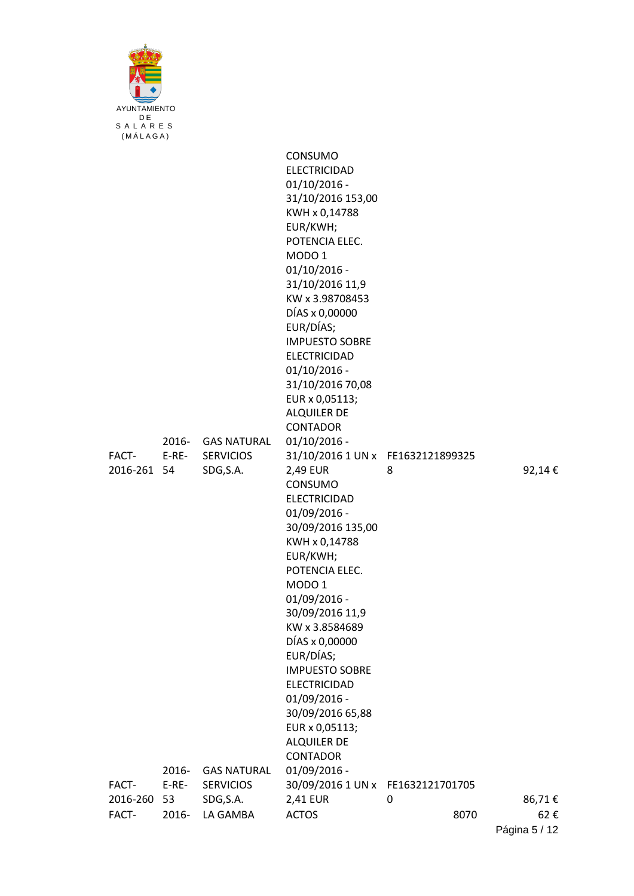AYUNTAMIENTO
DE
SALARES
(MÁLAGA)

| | | | | | | |
|---|---|---|---|---|---|---|
| FACT-2016-261 | 2016-E-RE-54 | GAS NATURAL SERVICIOS SDG,S.A. | CONSUMO ELECTRICIDAD 01/10/2016 - 31/10/2016 153,00 KWH x 0,14788 EUR/KWH; POTENCIA ELEC. MODO 1 01/10/2016 - 31/10/2016 11,9 KW x 3.98708453 DÍAS x 0,00000 EUR/DÍAS; IMPUESTO SOBRE ELECTRICIDAD 01/10/2016 - 31/10/2016 70,08 EUR x 0,05113; ALQUILER DE CONTADOR 01/10/2016 - 31/10/2016 1 UN x 2,49 EUR | FE16321218993258 | | 92,14 € |
| FACT-2016-260 | 2016-E-RE-53 | GAS NATURAL SERVICIOS SDG,S.A. | CONSUMO ELECTRICIDAD 01/09/2016 - 30/09/2016 135,00 KWH x 0,14788 EUR/KWH; POTENCIA ELEC. MODO 1 01/09/2016 - 30/09/2016 11,9 KW x 3.8584689 DÍAS x 0,00000 EUR/DÍAS; IMPUESTO SOBRE ELECTRICIDAD 01/09/2016 - 30/09/2016 65,88 EUR x 0,05113; ALQUILER DE CONTADOR 01/09/2016 - 30/09/2016 1 UN x 2,41 EUR | FE16321217017050 | | 86,71 € |
| FACT- | 2016- | LA GAMBA | ACTOS | | 8070 | 62 € |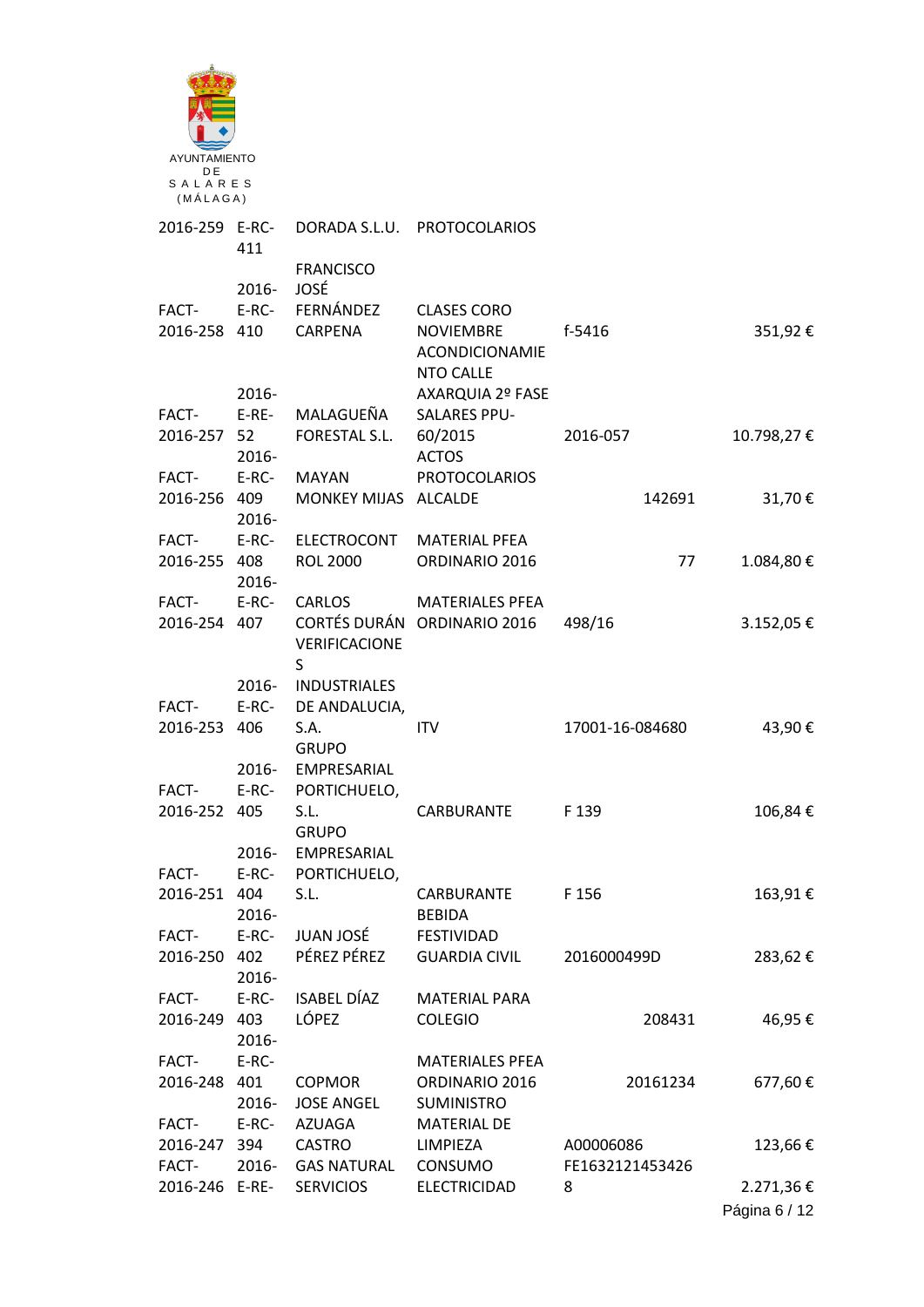AYUNTAMIENTO
DE
SALARES
(MÁLAGA)

| | | | | | |
|---|---|---|---|---|---|
| 2016-259 | E-RC-411 | DORADA S.L.U. | PROTOCOLARIOS | | |
| FACT-2016-258 | 2016-E-RC-410 | FRANCISCO JOSÉ FERNÁNDEZ CARPENA | CLASES CORO NOVIEMBRE | f-5416 | 351,92 € |
| FACT-2016-257 | 2016-E-RE-52 | MALAGUEÑA FORESTAL S.L. | ACONDICIONAMIENTO CALLE AXARQUIA 2º FASE SALARES PPU-60/2015 | 2016-057 | 10.798,27 € |
| FACT-2016-256 | 2016-E-RC-409 | MAYAN MONKEY MIJAS | ACTOS PROTOCOLARIOS ALCALDE | 142691 | 31,70 € |
| FACT-2016-255 | 2016-E-RC-408 | ELECTROCONTROL 2000 | MATERIAL PFEA ORDINARIO 2016 | 77 | 1.084,80 € |
| FACT-2016-254 | 2016-E-RC-407 | CARLOS CORTÉS DURÁN | MATERIALES PFEA ORDINARIO 2016 | 498/16 | 3.152,05 € |
| FACT-2016-253 | 2016-E-RC-406 | VERIFICACIONES INDUSTRIALES DE ANDALUCIA, S.A. | ITV | 17001-16-084680 | 43,90 € |
| FACT-2016-252 | 2016-E-RC-405 | GRUPO EMPRESARIAL PORTICHUELO, S.L. | CARBURANTE | F 139 | 106,84 € |
| FACT-2016-251 | 2016-E-RC-404 | GRUPO EMPRESARIAL PORTICHUELO, S.L. | CARBURANTE | F 156 | 163,91 € |
| FACT-2016-250 | 2016-E-RC-402 | JUAN JOSÉ PÉREZ PÉREZ | BEBIDA FESTIVIDAD GUARDIA CIVIL | 2016000499D | 283,62 € |
| FACT-2016-249 | 2016-E-RC-403 | ISABEL DÍAZ LÓPEZ | MATERIAL PARA COLEGIO | 208431 | 46,95 € |
| FACT-2016-248 | 2016-E-RC-401 | COPMOR | MATERIALES PFEA ORDINARIO 2016 | 20161234 | 677,60 € |
| FACT-2016-247 | 2016-E-RC-394 | JOSE ANGEL AZUAGA CASTRO | SUMINISTRO MATERIAL DE LIMPIEZA | A00006086 | 123,66 € |
| FACT-2016-246 | 2016-E-RE- | GAS NATURAL SERVICIOS | CONSUMO ELECTRICIDAD | FE16321214534268 | 2.271,36 € |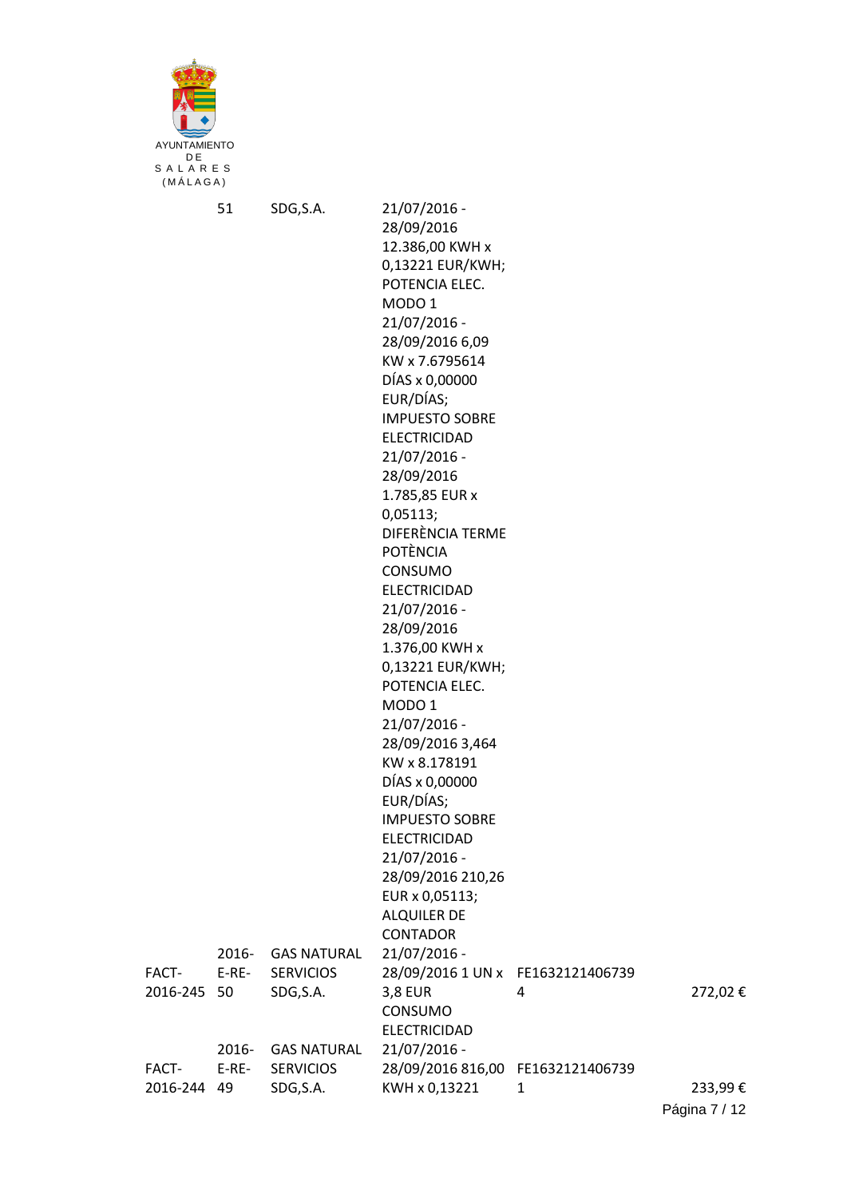AYUNTAMIENTO
DE
SALARES
(MÁLAGA)

| | | | | | |
|---|---|---|---|---|---|
| | 51 | SDG,S.A. | 21/07/2016 - 28/09/2016 12.386,00 KWH x 0,13221 EUR/KWH; POTENCIA ELEC. MODO 1 21/07/2016 - 28/09/2016 6,09 KW x 7.6795614 DÍAS x 0,00000 EUR/DÍAS; IMPUESTO SOBRE ELECTRICIDAD 21/07/2016 - 28/09/2016 1.785,85 EUR x 0,05113; DIFERÈNCIA TERME POTÈNCIA CONSUMO ELECTRICIDAD 21/07/2016 - 28/09/2016 1.376,00 KWH x 0,13221 EUR/KWH; POTENCIA ELEC. MODO 1 21/07/2016 - 28/09/2016 3,464 KW x 8.178191 DÍAS x 0,00000 EUR/DÍAS; IMPUESTO SOBRE ELECTRICIDAD 21/07/2016 - 28/09/2016 210,26 EUR x 0,05113; ALQUILER DE CONTADOR | | |
| FACT-2016-245 | 2016-E-RE-50 | GAS NATURAL SERVICIOS SDG,S.A. | 21/07/2016 - 28/09/2016 1 UN x 3,8 EUR CONSUMO ELECTRICIDAD | FE16321214067394 | 272,02 € |
| FACT-2016-244 | 2016-E-RE-49 | GAS NATURAL SERVICIOS SDG,S.A. | 21/07/2016 - 28/09/2016 816,00 KWH x 0,13221 | FE16321214067391 | 233,99 € |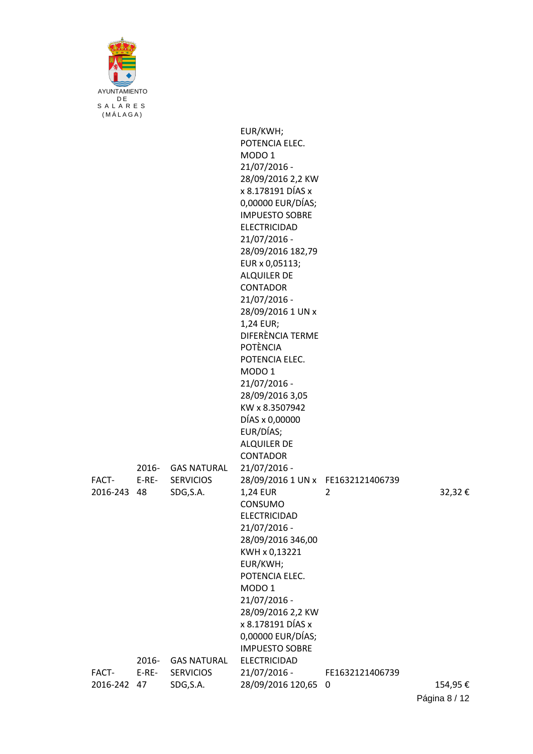AYUNTAMIENTO DE SALARES (MÁLAGA)

| | | | | | |
|---|---|---|---|---|---|
| | | | EUR/KWH; POTENCIA ELEC. MODO 1 21/07/2016 - 28/09/2016 2,2 KW x 8.178191 DÍAS x 0,00000 EUR/DÍAS; IMPUESTO SOBRE ELECTRICIDAD 21/07/2016 - 28/09/2016 182,79 EUR x 0,05113; ALQUILER DE CONTADOR 21/07/2016 - 28/09/2016 1 UN x 1,24 EUR; DIFERÈNCIA TERME POTÈNCIA POTENCIA ELEC. MODO 1 21/07/2016 - 28/09/2016 3,05 KW x 8.3507942 DÍAS x 0,00000 EUR/DÍAS; ALQUILER DE CONTADOR 21/07/2016 - 28/09/2016 1 UN x 1,24 EUR | | |
| FACT-2016-243 | 2016-E-RE-48 | GAS NATURAL SERVICIOS SDG,S.A. | | FE16321214067392 | 32,32 € |
| FACT-2016-242 | 2016-E-RE-47 | GAS NATURAL SERVICIOS SDG,S.A. | CONSUMO ELECTRICIDAD 21/07/2016 - 28/09/2016 346,00 KWH x 0,13221 EUR/KWH; POTENCIA ELEC. MODO 1 21/07/2016 - 28/09/2016 2,2 KW x 8.178191 DÍAS x 0,00000 EUR/DÍAS; IMPUESTO SOBRE ELECTRICIDAD 21/07/2016 - 28/09/2016 120,65 | FE16321214067390 | 154,95 € |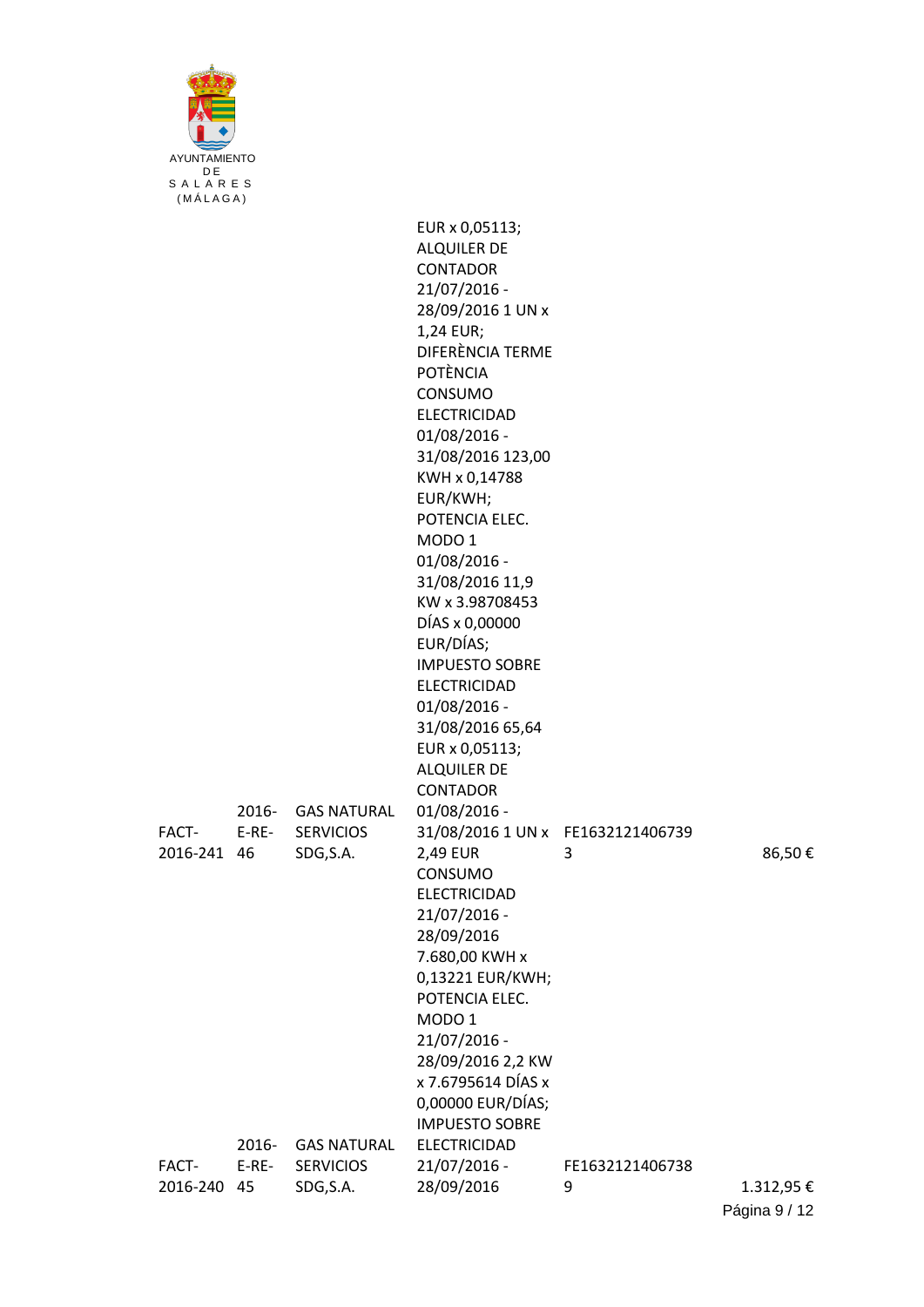AYUNTAMIENTO DE SALARES (MÁLAGA)

| | | | | | |
|---|---|---|---|---|---|
| | | | EUR x 0,05113; ALQUILER DE CONTADOR 21/07/2016 - 28/09/2016 1 UN x 1,24 EUR; DIFERÈNCIA TERME POTÈNCIA CONSUMO ELECTRICIDAD 01/08/2016 - 31/08/2016 123,00 KWH x 0,14788 EUR/KWH; POTENCIA ELEC. MODO 1 01/08/2016 - 31/08/2016 11,9 KW x 3.98708453 DÍAS x 0,00000 EUR/DÍAS; IMPUESTO SOBRE ELECTRICIDAD 01/08/2016 - 31/08/2016 65,64 EUR x 0,05113; ALQUILER DE CONTADOR 01/08/2016 - 31/08/2016 1 UN x 2,49 EUR | | |
| FACT-2016-241 | 2016-E-RE-46 | GAS NATURAL SERVICIOS SDG,S.A. | | FE16321214067393 | 86,50 € |
| | | | CONSUMO ELECTRICIDAD 21/07/2016 - 28/09/2016 7.680,00 KWH x 0,13221 EUR/KWH; POTENCIA ELEC. MODO 1 21/07/2016 - 28/09/2016 2,2 KW x 7.6795614 DÍAS x 0,00000 EUR/DÍAS; IMPUESTO SOBRE ELECTRICIDAD 21/07/2016 - 28/09/2016 | | |
| FACT-2016-240 | 2016-E-RE-45 | GAS NATURAL SERVICIOS SDG,S.A. | | FE16321214067389 | 1.312,95 € |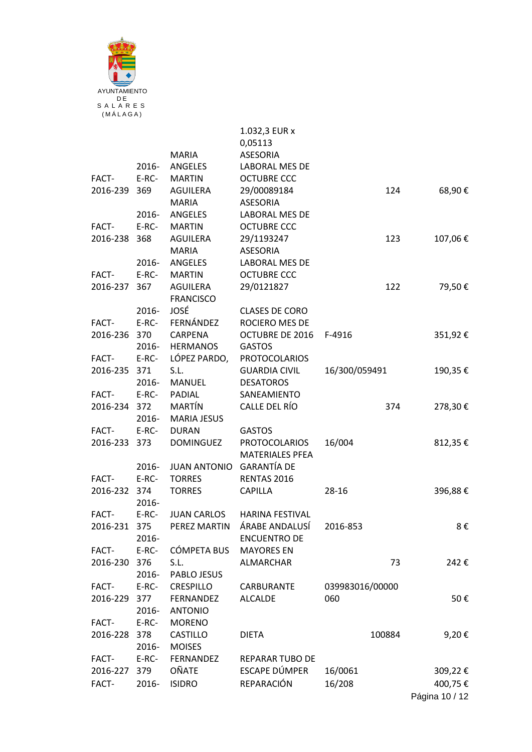AYUNTAMIENTO DE SALARES (MÁLAGA)

| | | | | | |
|---|---|---|---|---|---|
| | | | 1.032,3 EUR x 0,05113 | | |
| FACT-2016-239 | 2016-E-RC-369 | MARIA ANGELES MARTIN AGUILERA | ASESORIA LABORAL MES DE OCTUBRE CCC 29/00089184 | 124 | 68,90 € |
| FACT-2016-238 | 2016-E-RC-368 | MARIA ANGELES MARTIN AGUILERA | ASESORIA LABORAL MES DE OCTUBRE CCC 29/1193247 | 123 | 107,06 € |
| FACT-2016-237 | 2016-E-RC-367 | MARIA ANGELES MARTIN AGUILERA | ASESORIA LABORAL MES DE OCTUBRE CCC 29/0121827 | 122 | 79,50 € |
| FACT-2016-236 | 2016-E-RC-370 | FRANCISCO JOSÉ FERNÁNDEZ CARPENA | CLASES DE CORO ROCIERO MES DE OCTUBRE DE 2016 | F-4916 | 351,92 € |
| FACT-2016-235 | 2016-E-RC-371 | HERMANOS LÓPEZ PARDO, S.L. | GASTOS PROTOCOLARIOS GUARDIA CIVIL | 16/300/059491 | 190,35 € |
| FACT-2016-234 | 2016-E-RC-372 | MANUEL PADIAL MARTÍN | DESATOROS SANEAMIENTO CALLE DEL RÍO | 374 | 278,30 € |
| FACT-2016-233 | 2016-E-RC-373 | MARIA JESUS DURAN DOMINGUEZ | GASTOS PROTOCOLARIOS | 16/004 | 812,35 € |
| FACT-2016-232 | 2016-E-RC-374 | JUAN ANTONIO TORRES TORRES | MATERIALES PFEA GARANTÍA DE RENTAS 2016 CAPILLA | 28-16 | 396,88 € |
| FACT-2016-231 | 2016-E-RC-375 | JUAN CARLOS PEREZ MARTIN | HARINA FESTIVAL ÁRABE ANDALUSÍ | 2016-853 | 8 € |
| FACT-2016-230 | 2016-E-RC-376 | CÓMPETA BUS S.L. | ENCUENTRO DE MAYORES EN ALMARCHAR | 73 | 242 € |
| FACT-2016-229 | 2016-E-RC-377 | PABLO JESUS CRESPILLO FERNANDEZ | CARBURANTE ALCALDE | 039983016/00000060 | 50 € |
| FACT-2016-228 | 2016-E-RC-378 | ANTONIO MORENO CASTILLO | DIETA | 100884 | 9,20 € |
| FACT-2016-227 | 2016-E-RC-379 | MOISES FERNANDEZ OÑATE | REPARAR TUBO DE ESCAPE DÚMPER | 16/0061 | 309,22 € |
| FACT- | 2016- | ISIDRO | REPARACIÓN | 16/208 | 400,75 € |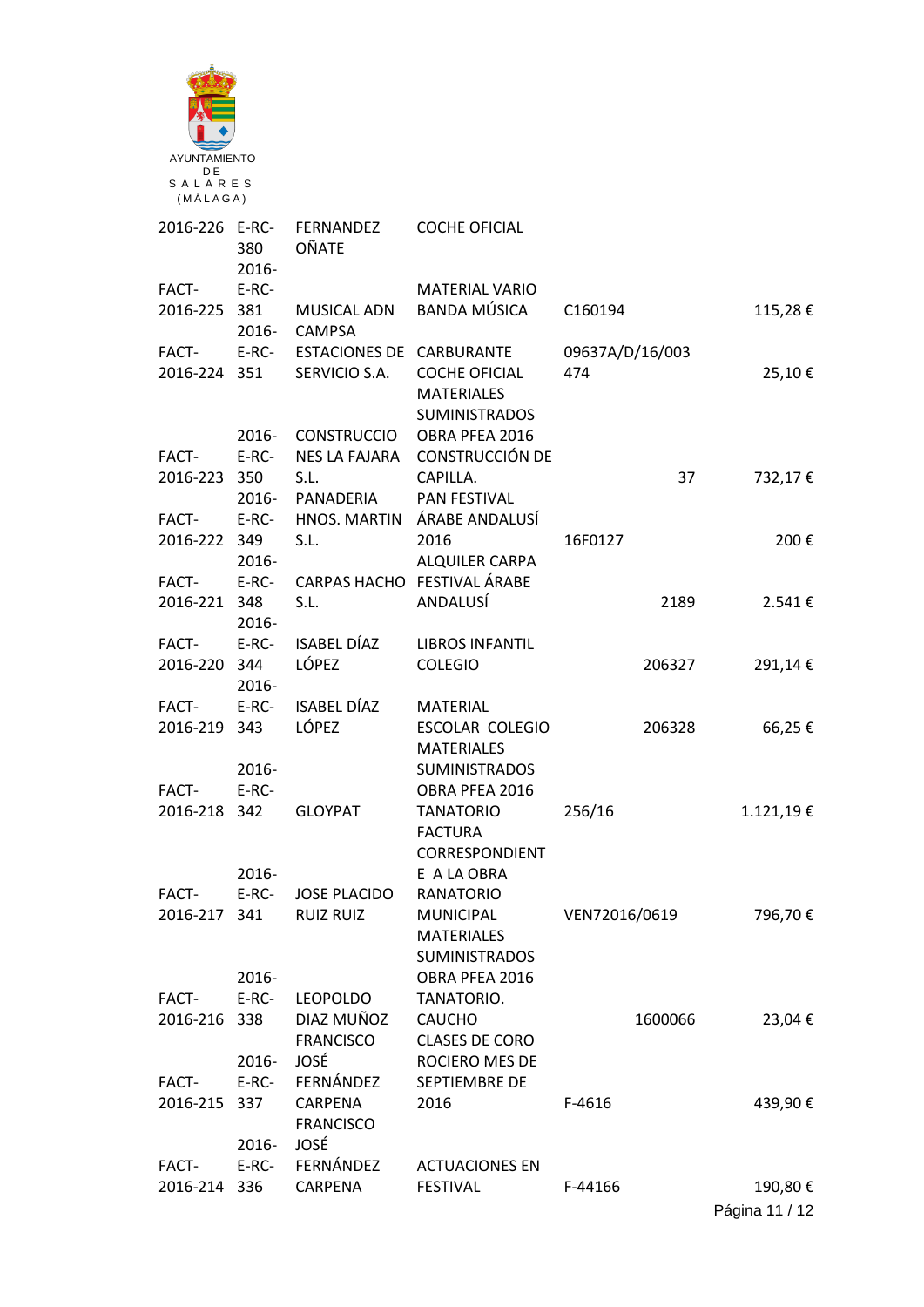AYUNTAMIENTO
DE
SALARES
(MÁLAGA)

| | | | | | |
|---|---|---|---|---|---|
| 2016-226 | E-RC-380 | FERNANDEZ OÑATE | COCHE OFICIAL | | |
| FACT-2016-225 | 2016-E-RC-381 | MUSICAL ADN CAMPSA | MATERIAL VARIO BANDA MÚSICA | C160194 | 115,28 € |
| FACT-2016-224 | 2016-E-RC-351 | ESTACIONES DE SERVICIO S.A. | CARBURANTE COCHE OFICIAL | 09637A/D/16/003474 | 25,10 € |
| FACT-2016-223 | 2016-E-RC-350 | CONSTRUCCIONES LA FAJARA S.L. | MATERIALES SUMINISTRADOS OBRA PFEA 2016 CONSTRUCCIÓN DE CAPILLA. | 37 | 732,17 € |
| FACT-2016-222 | 2016-E-RC-349 | PANADERIA HNOS. MARTIN S.L. | PAN FESTIVAL ÁRABE ANDALUSÍ 2016 | 16F0127 | 200 € |
| FACT-2016-221 | 2016-E-RC-348 | CARPAS HACHO S.L. | ALQUILER CARPA FESTIVAL ÁRABE ANDALUSÍ | 2189 | 2.541 € |
| FACT-2016-220 | 2016-E-RC-344 | ISABEL DÍAZ LÓPEZ | LIBROS INFANTIL COLEGIO | 206327 | 291,14 € |
| FACT-2016-219 | 2016-E-RC-343 | ISABEL DÍAZ LÓPEZ | MATERIAL ESCOLAR COLEGIO | 206328 | 66,25 € |
| FACT-2016-218 | 2016-E-RC-342 | GLOYPAT | MATERIALES SUMINISTRADOS OBRA PFEA 2016 TANATORIO | 256/16 | 1.121,19 € |
| FACT-2016-217 | 2016-E-RC-341 | JOSE PLACIDO RUIZ RUIZ | FACTURA CORRESPONDIENTE A LA OBRA RANATORIO MUNICIPAL | VEN72016/0619 | 796,70 € |
| FACT-2016-216 | 2016-E-RC-338 | LEOPOLDO DIAZ MUÑOZ | MATERIALES SUMINISTRADOS OBRA PFEA 2016 TANATORIO. CAUCHO | 1600066 | 23,04 € |
| FACT-2016-215 | 2016-E-RC-337 | FRANCISCO JOSÉ FERNÁNDEZ CARPENA | CLASES DE CORO ROCIERO MES DE SEPTIEMBRE DE 2016 | F-4616 | 439,90 € |
| FACT-2016-214 | 2016-E-RC-336 | FRANCISCO JOSÉ FERNÁNDEZ CARPENA | ACTUACIONES EN FESTIVAL | F-44166 | 190,80 € |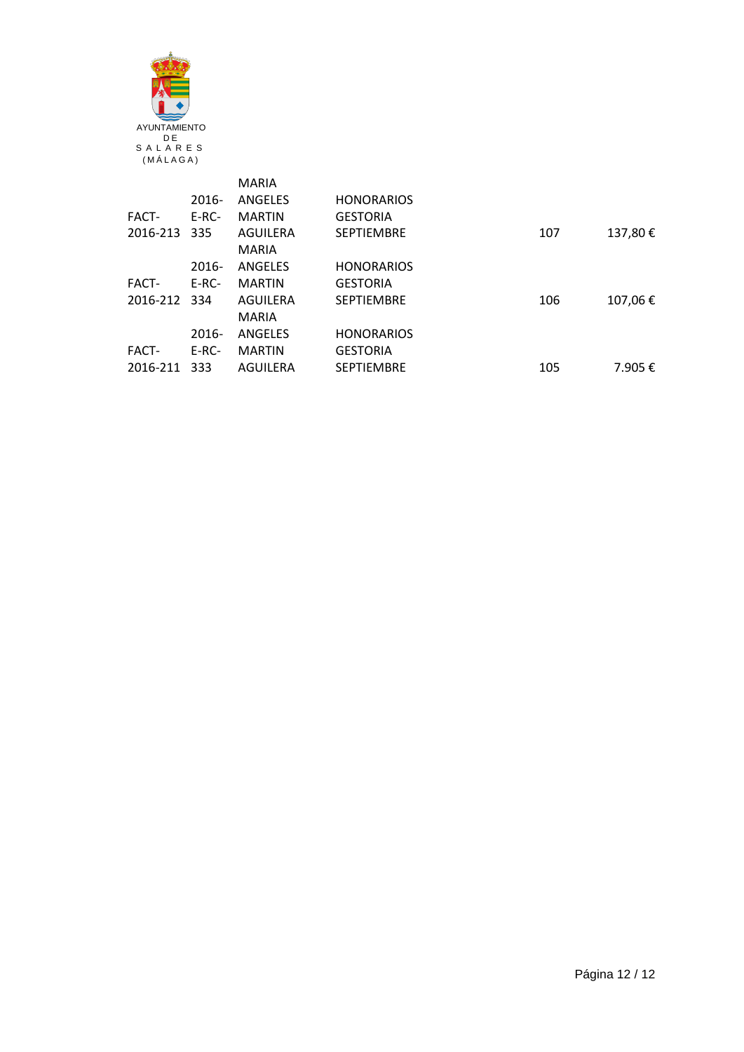AYUNTAMIENTO
DE
SALARES
(MÁLAGA)

| | | | | | |
|---|---|---|---|---|---|
| FACT-2016-213 | 2016-E-RC-335 | MARIA ANGELES MARTIN AGUILERA | HONORARIOS GESTORIA SEPTIEMBRE | 107 | 137,80 € |
| FACT-2016-212 | 2016-E-RC-334 | MARIA ANGELES MARTIN AGUILERA | HONORARIOS GESTORIA SEPTIEMBRE | 106 | 107,06 € |
| FACT-2016-211 | 2016-E-RC-333 | MARIA ANGELES MARTIN AGUILERA | HONORARIOS GESTORIA SEPTIEMBRE | 105 | 7.905 € |